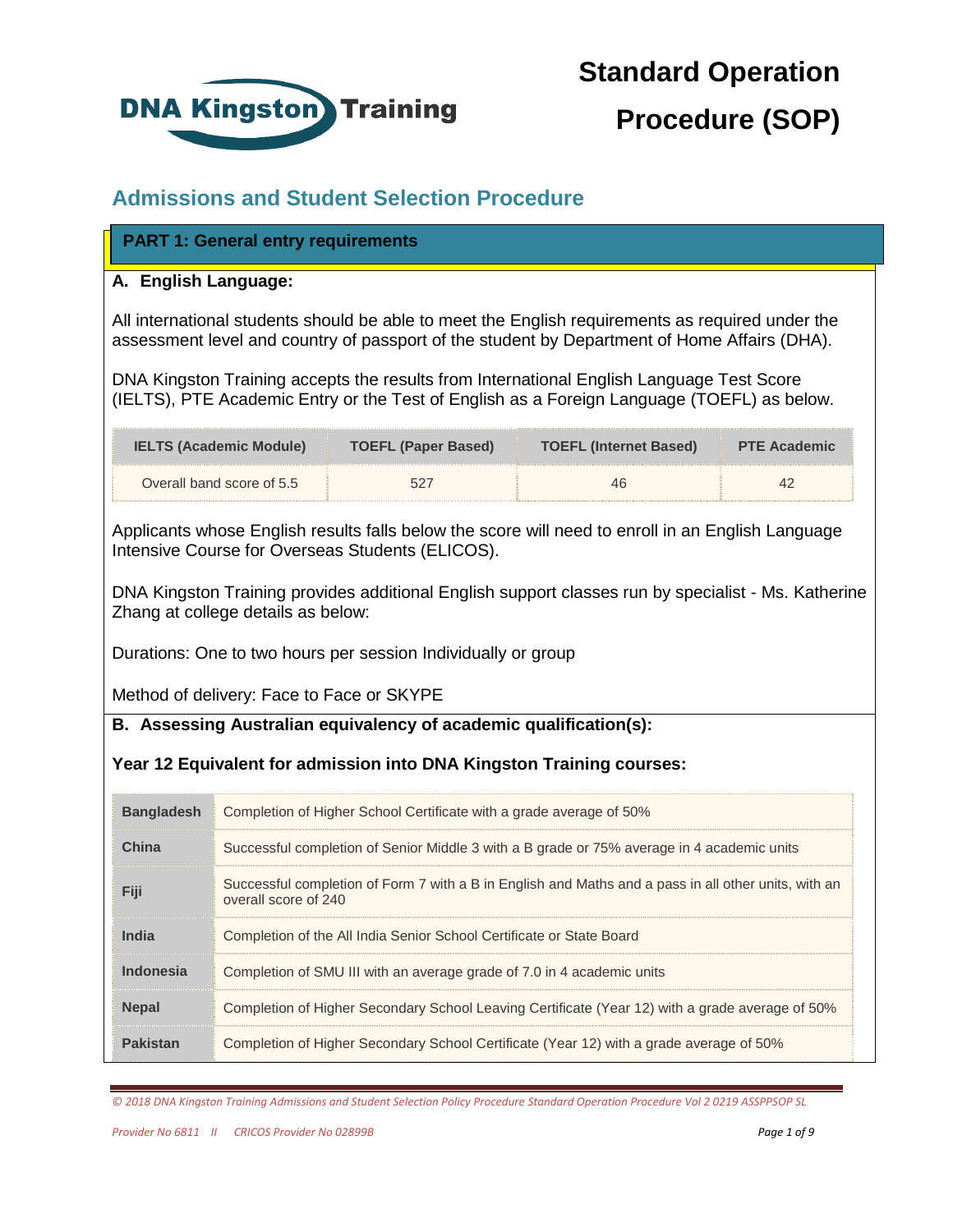# Standard Operation Procedure (SOP)

DNA Kingston Training

## Admissions and Student Selection Procedure

### PART 1: General entry requirements

**A. English Language:**

All international students should be able to meet the English requirements as required under the assessment level and country of passport of the student by Department of Home Affairs (DHA).

DNA Kingston Training accepts the results from International English Language Test Score (IELTS), PTE Academic Entry or the Test of English as a Foreign Language (TOEFL) as below.

| IELTS (Academic Module) | TOEFL (Paper Based) | TOEFL (Internet Based) | PTE Academic |
|---|---|---|---|
| Overall band score of 5.5 | 527 | 46 | 42 |

Applicants whose English results falls below the score will need to enroll in an English Language Intensive Course for Overseas Students (ELICOS).

DNA Kingston Training provides additional English support classes run by specialist - Ms. Katherine Zhang at college details as below:

Durations: One to two hours per session Individually or group

Method of delivery: Face to Face or SKYPE

**B. Assessing Australian equivalency of academic qualification(s):**

**Year 12 Equivalent for admission into DNA Kingston Training courses:**

| Country | Requirement |
|---|---|
| **Bangladesh** | Completion of Higher School Certificate with a grade average of 50% |
| **China** | Successful completion of Senior Middle 3 with a B grade or 75% average in 4 academic units |
| **Fiji** | Successful completion of Form 7 with a B in English and Maths and a pass in all other units, with an overall score of 240 |
| **India** | Completion of the All India Senior School Certificate or State Board |
| **Indonesia** | Completion of SMU III with an average grade of 7.0 in 4 academic units |
| **Nepal** | Completion of Higher Secondary School Leaving Certificate (Year 12) with a grade average of 50% |
| **Pakistan** | Completion of Higher Secondary School Certificate (Year 12) with a grade average of 50% |

*© 2018 DNA Kingston Training Admissions and Student Selection Policy Procedure Standard Operation Procedure Vol 2 0219 ASSPPSOP SL*

*Provider No 6811 II CRICOS Provider No 02899B*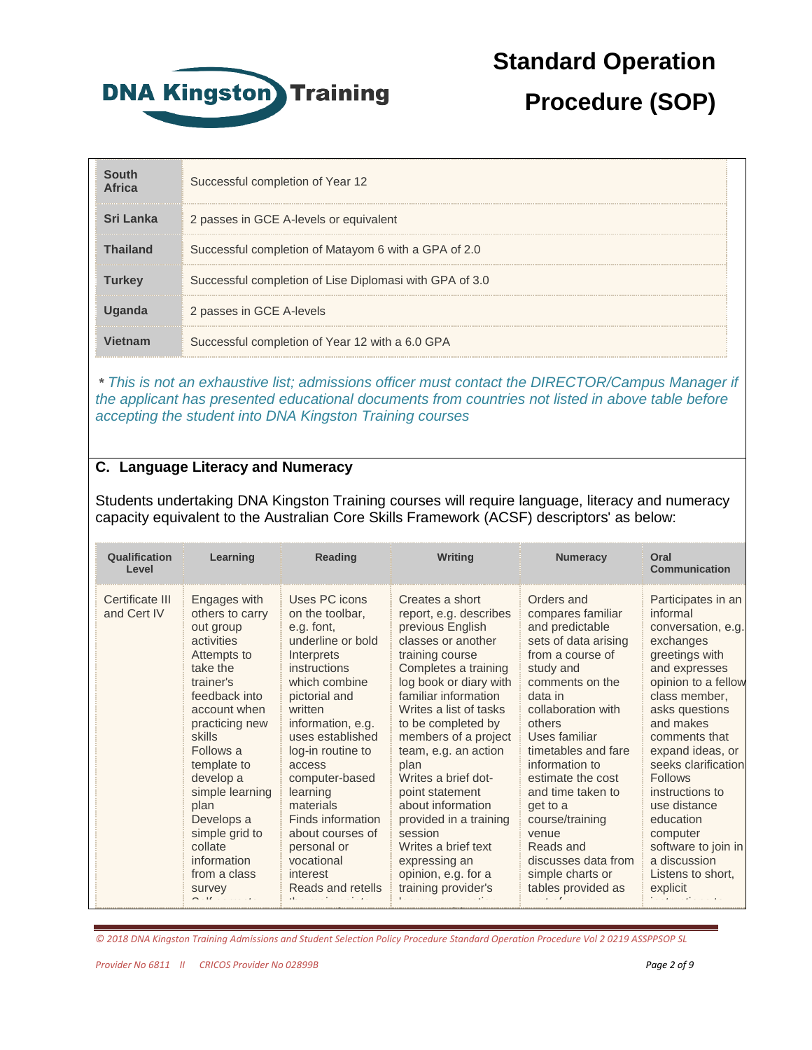| | |
|---|---|
| **South Africa** | Successful completion of Year 12 |
| **Sri Lanka** | 2 passes in GCE A-levels or equivalent |
| **Thailand** | Successful completion of Matayom 6 with a GPA of 2.0 |
| **Turkey** | Successful completion of Lise Diplomasi with GPA of 3.0 |
| **Uganda** | 2 passes in GCE A-levels |
| **Vietnam** | Successful completion of Year 12 with a 6.0 GPA |

**\*** *This is not an exhaustive list; admissions officer must contact the DIRECTOR/Campus Manager if the applicant has presented educational documents from countries not listed in above table before accepting the student into DNA Kingston Training courses*

## C. Language Literacy and Numeracy

Students undertaking DNA Kingston Training courses will require language, literacy and numeracy capacity equivalent to the Australian Core Skills Framework (ACSF) descriptors' as below:

| Qualification Level | Learning | Reading | Writing | Numeracy | Oral Communication |
|---|---|---|---|---|---|
| Certificate III and Cert IV | Engages with others to carry out group activities<br>Attempts to take the trainer's feedback into account when practicing new skills<br>Follows a template to develop a simple learning plan<br>Develops a simple grid to collate information from a class survey | Uses PC icons on the toolbar, e.g. font, underline or bold<br>Interprets instructions which combine pictorial and written information, e.g. uses established log-in routine to access computer-based learning materials<br>Finds information about courses of personal or vocational interest<br>Reads and retells | Creates a short report, e.g. describes previous English classes or another training course<br>Completes a training log book or diary with familiar information<br>Writes a list of tasks to be completed by members of a project team, e.g. an action plan<br>Writes a brief dot-point statement about information provided in a training session<br>Writes a brief text expressing an opinion, e.g. for a training provider's | Orders and compares familiar and predictable sets of data arising from a course of study and comments on the data in collaboration with others<br>Uses familiar timetables and fare information to estimate the cost and time taken to get to a course/training venue<br>Reads and discusses data from simple charts or tables provided as | Participates in an informal conversation, e.g. exchanges greetings with and expresses opinion to a fellow class member, asks questions and makes comments that expand ideas, or seeks clarification<br>Follows instructions to use distance education computer software to join in a discussion<br>Listens to short, explicit |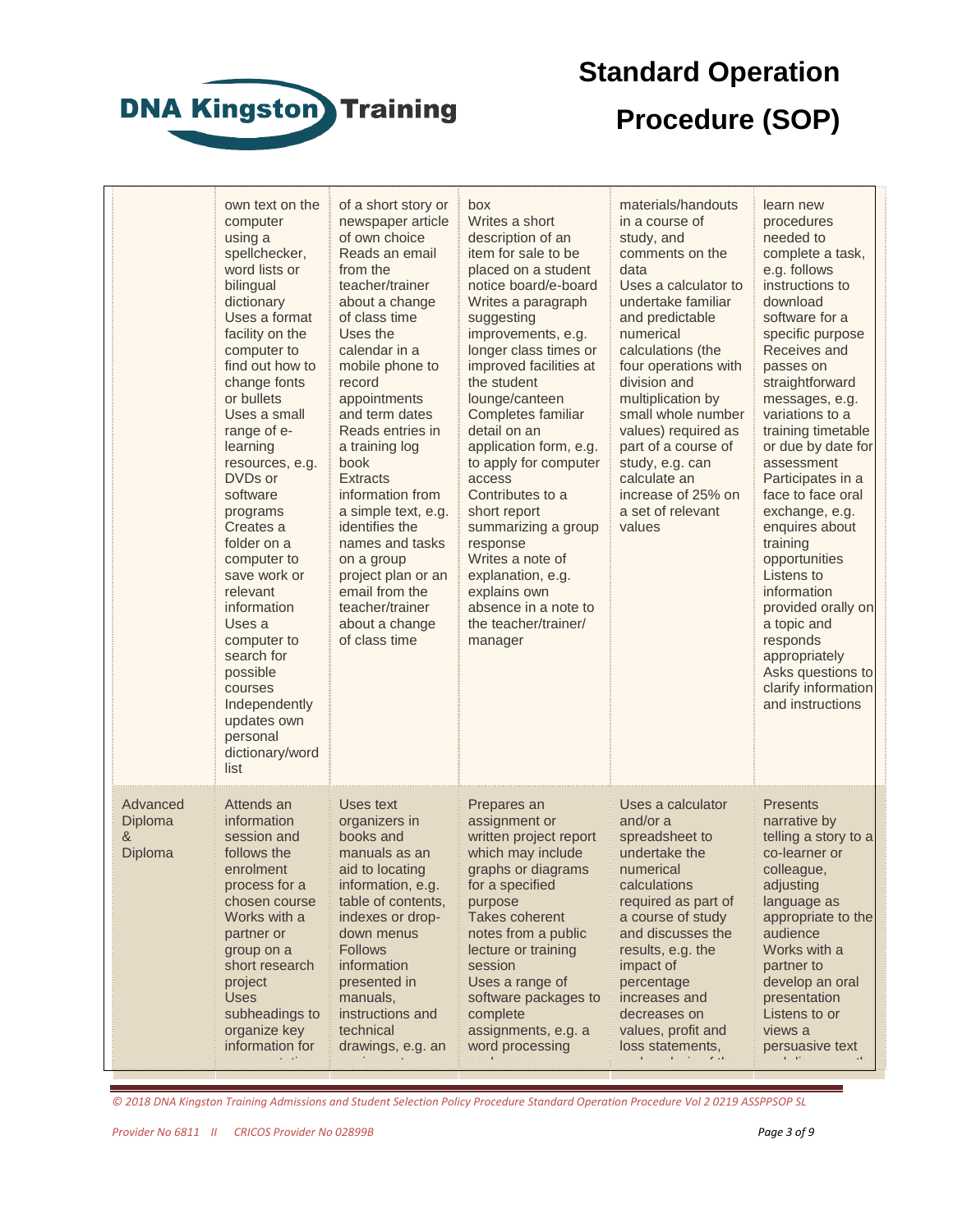| | | | | | |
|---|---|---|---|---|---|
| | own text on the computer using a spellchecker, word lists or bilingual dictionary Uses a format facility on the computer to find out how to change fonts or bullets Uses a small range of e-learning resources, e.g. DVDs or software programs Creates a folder on a computer to save work or relevant information Uses a computer to search for possible courses Independently updates own personal dictionary/word list | of a short story or newspaper article of own choice Reads an email from the teacher/trainer about a change of class time Uses the calendar in a mobile phone to record appointments and term dates Reads entries in a training log book Extracts information from a simple text, e.g. identifies the names and tasks on a group project plan or an email from the teacher/trainer about a change of class time | box Writes a short description of an item for sale to be placed on a student notice board/e-board Writes a paragraph suggesting improvements, e.g. longer class times or improved facilities at the student lounge/canteen Completes familiar detail on an application form, e.g. to apply for computer access Contributes to a short report summarizing a group response Writes a note of explanation, e.g. explains own absence in a note to the teacher/trainer/ manager | materials/handouts in a course of study, and comments on the data Uses a calculator to undertake familiar and predictable numerical calculations (the four operations with division and multiplication by small whole number values) required as part of a course of study, e.g. can calculate an increase of 25% on a set of relevant values | learn new procedures needed to complete a task, e.g. follows instructions to download software for a specific purpose Receives and passes on straightforward messages, e.g. variations to a training timetable or due by date for assessment Participates in a face to face oral exchange, e.g. enquires about training opportunities Listens to information provided orally on a topic and responds appropriately Asks questions to clarify information and instructions |
| Advanced Diploma & Diploma | Attends an information session and follows the enrolment process for a chosen course Works with a partner or group on a short research project Uses subheadings to organize key information for | Uses text organizers in books and manuals as an aid to locating information, e.g. table of contents, indexes or drop-down menus Follows information presented in manuals, instructions and technical drawings, e.g. an | Prepares an assignment or written project report which may include graphs or diagrams for a specified purpose Takes coherent notes from a public lecture or training session Uses a range of software packages to complete assignments, e.g. a word processing | Uses a calculator and/or a spreadsheet to undertake the numerical calculations required as part of a course of study and discusses the results, e.g. the impact of percentage increases and decreases on values, profit and loss statements, | Presents narrative by telling a story to a co-learner or colleague, adjusting language as appropriate to the audience Works with a partner to develop an oral presentation Listens to or views a persuasive text |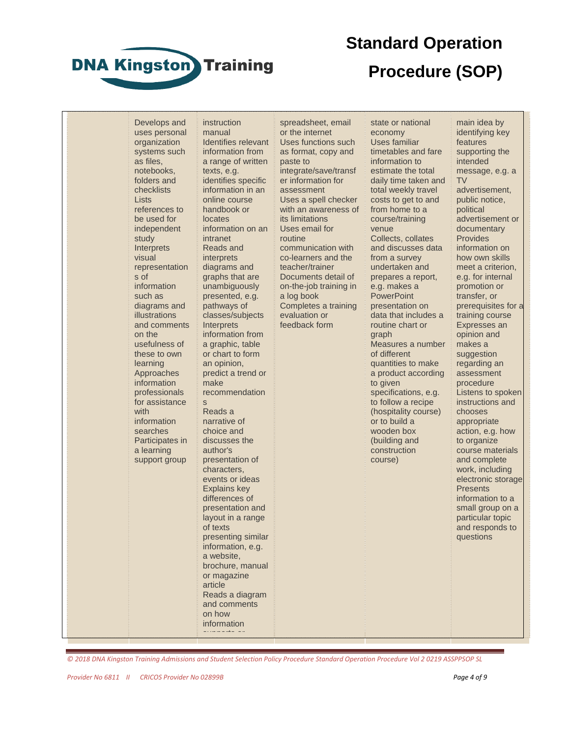| | | | | | |
|---|---|---|---|---|---|
| | Develops and uses personal organization systems such as files, notebooks, folders and checklists<br>Lists references to be used for independent study<br>Interprets visual representations of information such as diagrams and illustrations and comments on the usefulness of these to own learning<br>Approaches information professionals for assistance with information searches<br>Participates in a learning support group | instruction manual<br>Identifies relevant information from a range of written texts, e.g. identifies specific information in an online course handbook or locates information on an intranet<br>Reads and interprets diagrams and graphs that are unambiguously presented, e.g. pathways of classes/subjects<br>Interprets information from a graphic, table or chart to form an opinion, predict a trend or make recommendations<br>Reads a narrative of choice and discusses the author's presentation of characters, events or ideas<br>Explains key differences of presentation and layout in a range of texts presenting similar information, e.g. a website, brochure, manual or magazine article<br>Reads a diagram and comments on how information supports or | spreadsheet, email or the internet<br>Uses functions such as format, copy and paste to integrate/save/transfer information for assessment<br>Uses a spell checker with an awareness of its limitations<br>Uses email for routine communication with co-learners and the teacher/trainer<br>Documents detail of on-the-job training in a log book<br>Completes a training evaluation or feedback form | state or national economy<br>Uses familiar timetables and fare information to estimate the total daily time taken and total weekly travel costs to get to and from home to a course/training venue<br>Collects, collates and discusses data from a survey undertaken and prepares a report, e.g. makes a PowerPoint presentation on data that includes a routine chart or graph<br>Measures a number of different quantities to make a product according to given specifications, e.g. to follow a recipe (hospitality course) or to build a wooden box (building and construction course) | main idea by identifying key features supporting the intended message, e.g. a TV advertisement, public notice, political advertisement or documentary<br>Provides information on how own skills meet a criterion, e.g. for internal promotion or transfer, or prerequisites for a training course<br>Expresses an opinion and makes a suggestion regarding an assessment procedure<br>Listens to spoken instructions and chooses appropriate action, e.g. how to organize course materials and complete work, including electronic storage<br>Presents information to a small group on a particular topic and responds to questions |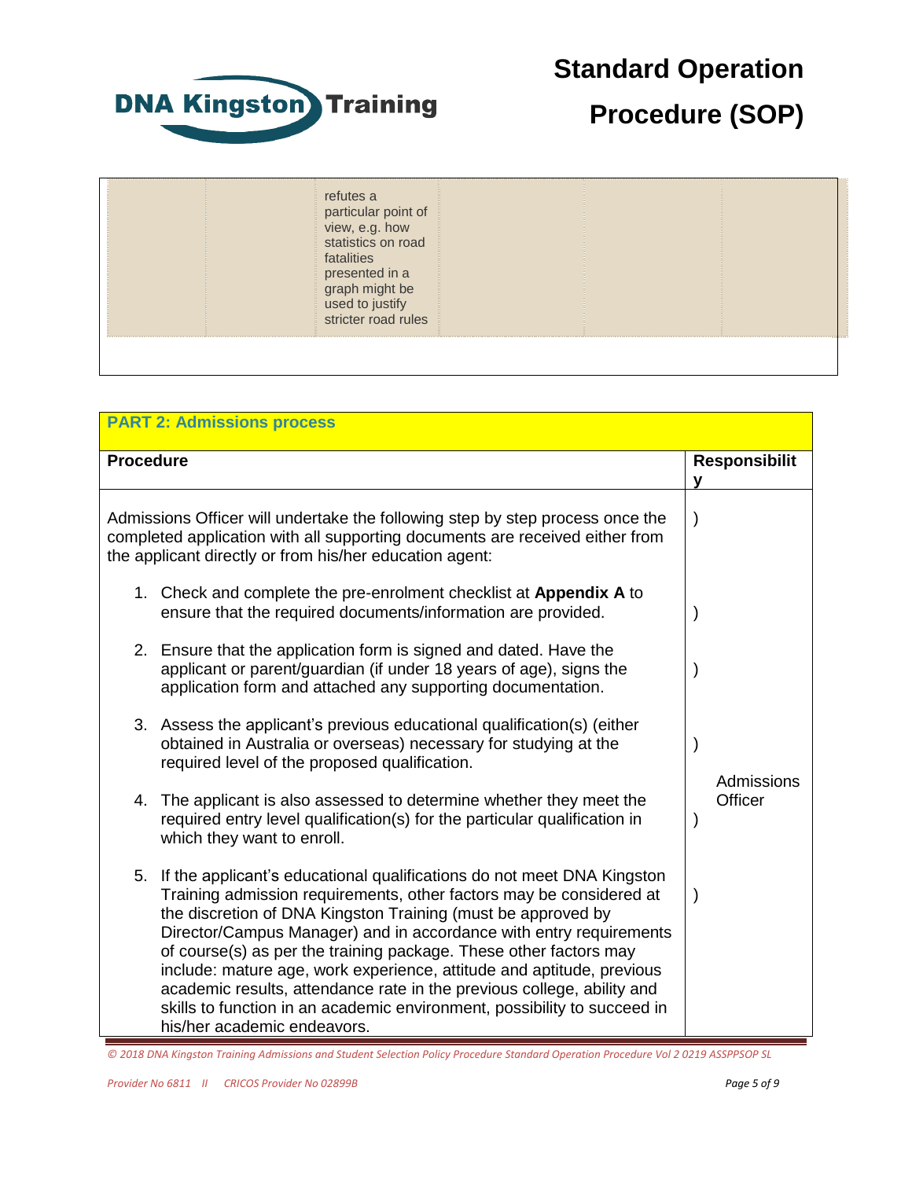| | | refutes a particular point of view, e.g. how statistics on road fatalities presented in a graph might be used to justify stricter road rules | | | |
|---|---|---|---|---|---|

| **PART 2: Admissions process** | |
|---|---|
| **Procedure** | **Responsibility** |
| Admissions Officer will undertake the following step by step process once the completed application with all supporting documents are received either from the applicant directly or from his/her education agent:<br><br>1. Check and complete the pre-enrolment checklist at **Appendix A** to ensure that the required documents/information are provided.<br><br>2. Ensure that the application form is signed and dated. Have the applicant or parent/guardian (if under 18 years of age), signs the application form and attached any supporting documentation.<br><br>3. Assess the applicant's previous educational qualification(s) (either obtained in Australia or overseas) necessary for studying at the required level of the proposed qualification.<br><br>4. The applicant is also assessed to determine whether they meet the required entry level qualification(s) for the particular qualification in which they want to enroll.<br><br>5. If the applicant's educational qualifications do not meet DNA Kingston Training admission requirements, other factors may be considered at the discretion of DNA Kingston Training (must be approved by Director/Campus Manager) and in accordance with entry requirements of course(s) as per the training package. These other factors may include: mature age, work experience, attitude and aptitude, previous academic results, attendance rate in the previous college, ability and skills to function in an academic environment, possibility to succeed in his/her academic endeavors. | Admissions Officer |

© 2018 DNA Kingston Training Admissions and Student Selection Policy Procedure Standard Operation Procedure Vol 2 0219 ASSPPSOP SL

Provider No 6811 II CRICOS Provider No 02899B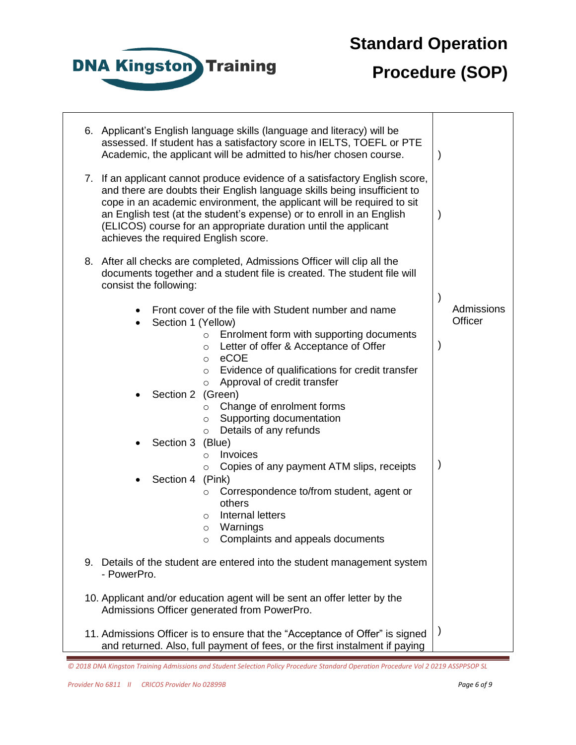| | |
|---|---|
| 6. Applicant's English language skills (language and literacy) will be assessed. If student has a satisfactory score in IELTS, TOEFL or PTE Academic, the applicant will be admitted to his/her chosen course.<br><br>7. If an applicant cannot produce evidence of a satisfactory English score, and there are doubts their English language skills being insufficient to cope in an academic environment, the applicant will be required to sit an English test (at the student's expense) or to enroll in an English (ELICOS) course for an appropriate duration until the applicant achieves the required English score.<br><br>8. After all checks are completed, Admissions Officer will clip all the documents together and a student file is created. The student file will consist the following:<br>• Front cover of the file with Student number and name<br>• Section 1 (Yellow)<br>&nbsp;&nbsp;○ Enrolment form with supporting documents<br>&nbsp;&nbsp;○ Letter of offer & Acceptance of Offer<br>&nbsp;&nbsp;○ eCOE<br>&nbsp;&nbsp;○ Evidence of qualifications for credit transfer<br>&nbsp;&nbsp;○ Approval of credit transfer<br>• Section 2 (Green)<br>&nbsp;&nbsp;○ Change of enrolment forms<br>&nbsp;&nbsp;○ Supporting documentation<br>&nbsp;&nbsp;○ Details of any refunds<br>• Section 3 (Blue)<br>&nbsp;&nbsp;○ Invoices<br>&nbsp;&nbsp;○ Copies of any payment ATM slips, receipts<br>• Section 4 (Pink)<br>&nbsp;&nbsp;○ Correspondence to/from student, agent or others<br>&nbsp;&nbsp;○ Internal letters<br>&nbsp;&nbsp;○ Warnings<br>&nbsp;&nbsp;○ Complaints and appeals documents<br><br>9. Details of the student are entered into the student management system - PowerPro.<br><br>10. Applicant and/or education agent will be sent an offer letter by the Admissions Officer generated from PowerPro.<br><br>11. Admissions Officer is to ensure that the "Acceptance of Offer" is signed and returned. Also, full payment of fees, or the first instalment if paying | ) ) ) Admissions Officer ) ) ) |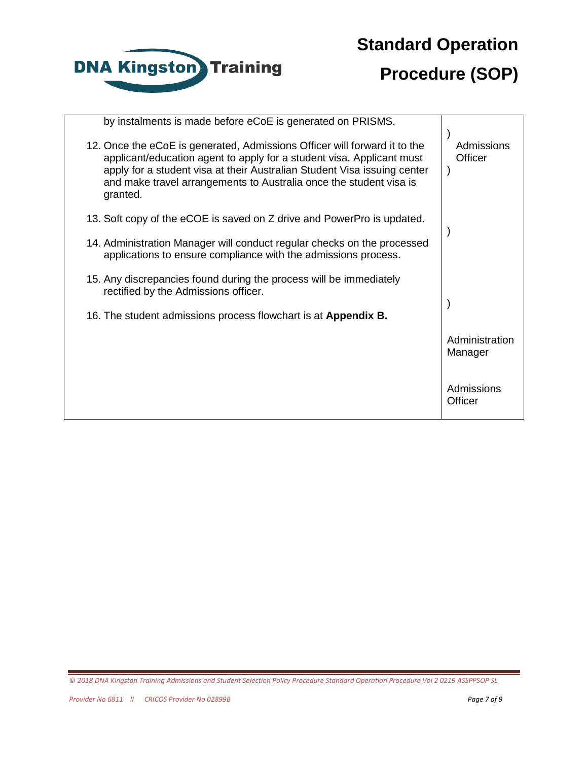| | |
|---|---|
| by instalments is made before eCoE is generated on PRISMS.<br><br>12. Once the eCoE is generated, Admissions Officer will forward it to the applicant/education agent to apply for a student visa. Applicant must apply for a student visa at their Australian Student Visa issuing center and make travel arrangements to Australia once the student visa is granted.<br><br>13. Soft copy of the eCOE is saved on Z drive and PowerPro is updated.<br><br>14. Administration Manager will conduct regular checks on the processed applications to ensure compliance with the admissions process.<br><br>15. Any discrepancies found during the process will be immediately rectified by the Admissions officer.<br><br>16. The student admissions process flowchart is at **Appendix B.** | )<br>Admissions Officer<br>)<br><br>)<br><br>)<br><br>Administration Manager<br><br>Admissions Officer |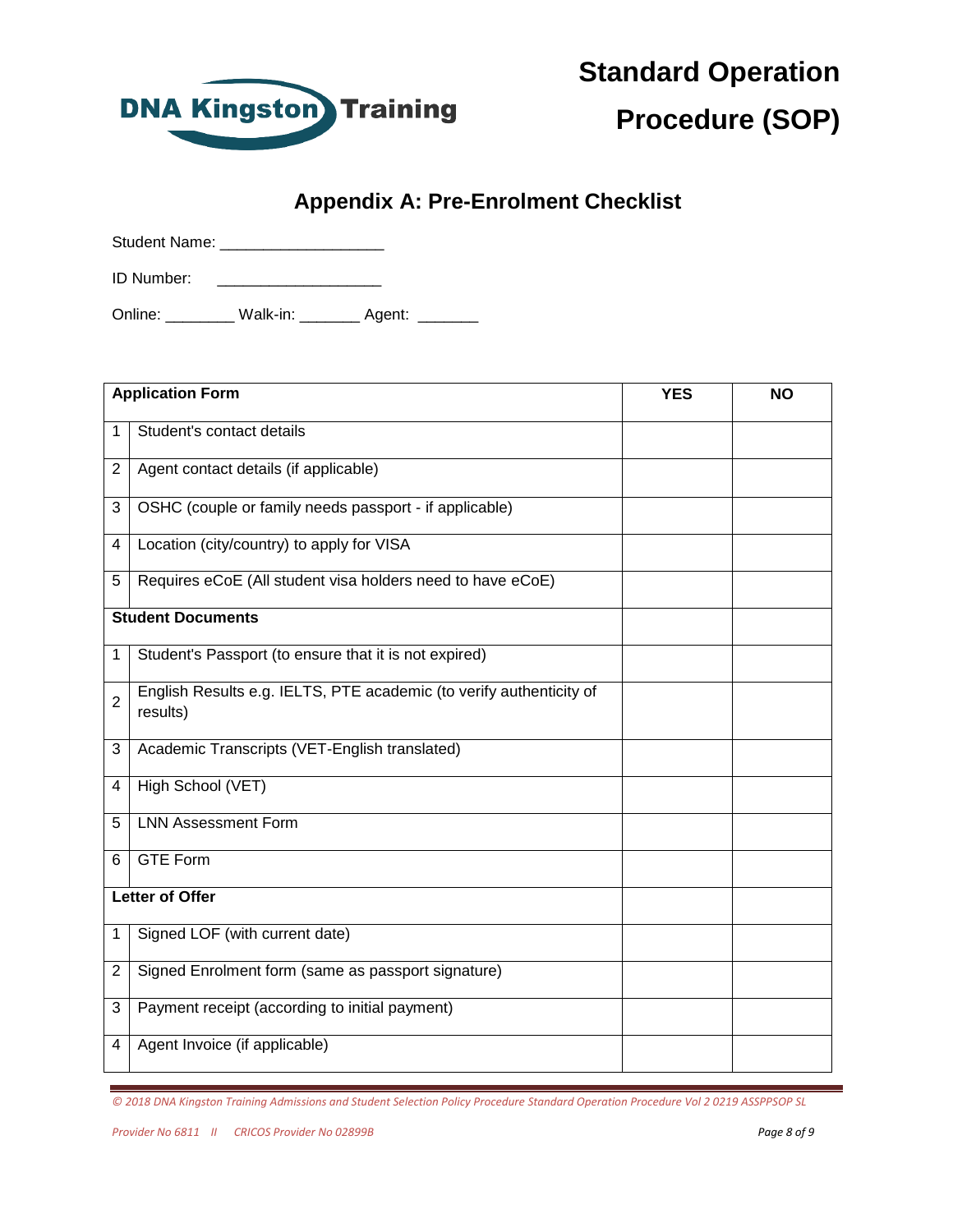## Appendix A: Pre-Enrolment Checklist

Student Name: ___________________

ID Number: ___________________

Online: ________ Walk-in: _______ Agent: _______

| | Application Form | YES | NO |
|---|---|---|---|
| 1 | Student's contact details | | |
| 2 | Agent contact details (if applicable) | | |
| 3 | OSHC (couple or family needs passport - if applicable) | | |
| 4 | Location (city/country) to apply for VISA | | |
| 5 | Requires eCoE (All student visa holders need to have eCoE) | | |
| | **Student Documents** | | |
| 1 | Student's Passport (to ensure that it is not expired) | | |
| 2 | English Results e.g. IELTS, PTE academic (to verify authenticity of results) | | |
| 3 | Academic Transcripts (VET-English translated) | | |
| 4 | High School (VET) | | |
| 5 | LNN Assessment Form | | |
| 6 | GTE Form | | |
| | **Letter of Offer** | | |
| 1 | Signed LOF (with current date) | | |
| 2 | Signed Enrolment form (same as passport signature) | | |
| 3 | Payment receipt (according to initial payment) | | |
| 4 | Agent Invoice (if applicable) | | |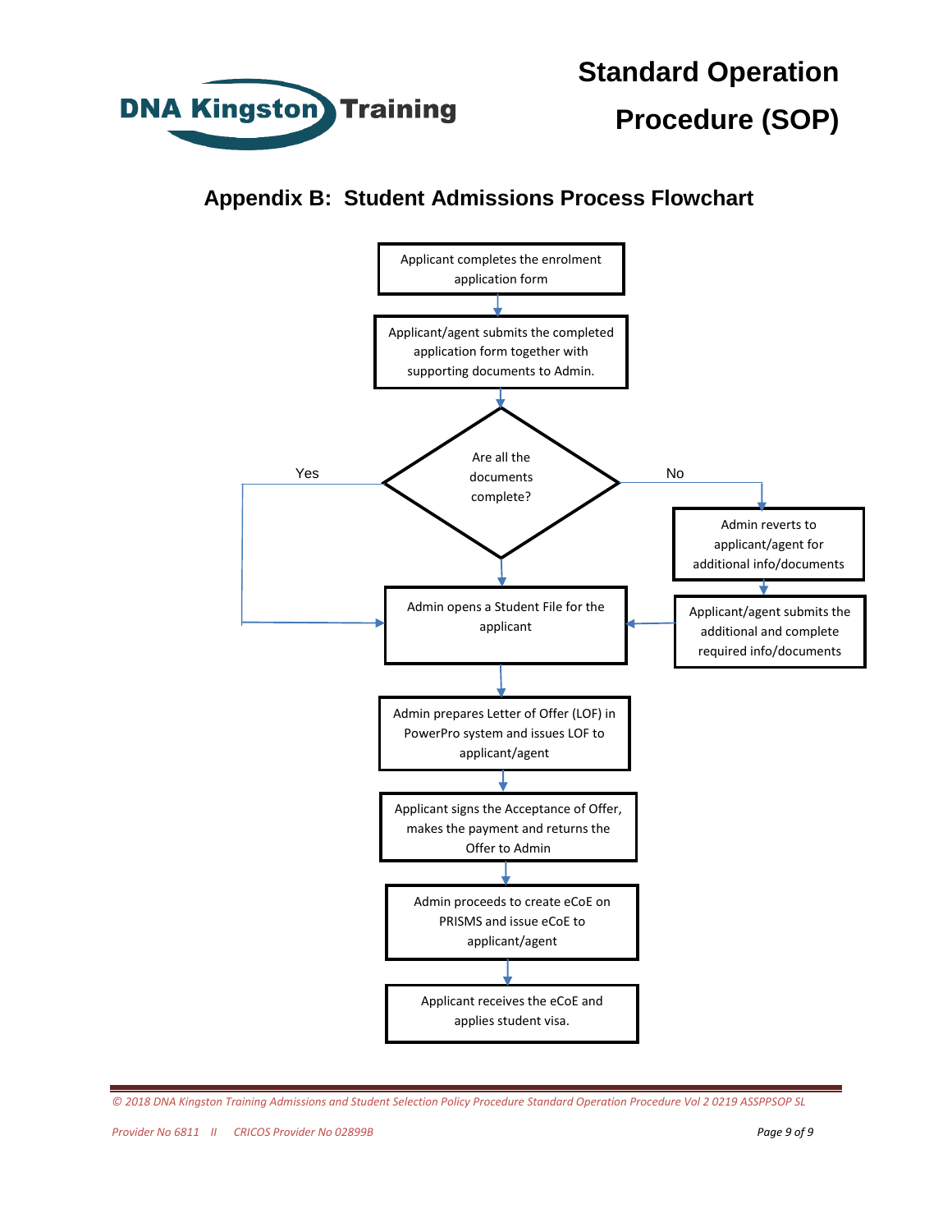## Appendix B: Student Admissions Process Flowchart

1. Applicant completes the enrolment application form
2. Applicant/agent submits the completed application form together with supporting documents to Admin.
3. **Are all the documents complete?**
   - **Yes** → Admin opens a Student File for the applicant
   - **No** → Admin reverts to applicant/agent for additional info/documents → Applicant/agent submits the additional and complete required info/documents → Admin opens a Student File for the applicant
4. Admin opens a Student File for the applicant
5. Admin prepares Letter of Offer (LOF) in PowerPro system and issues LOF to applicant/agent
6. Applicant signs the Acceptance of Offer, makes the payment and returns the Offer to Admin
7. Admin proceeds to create eCoE on PRISMS and issue eCoE to applicant/agent
8. Applicant receives the eCoE and applies student visa.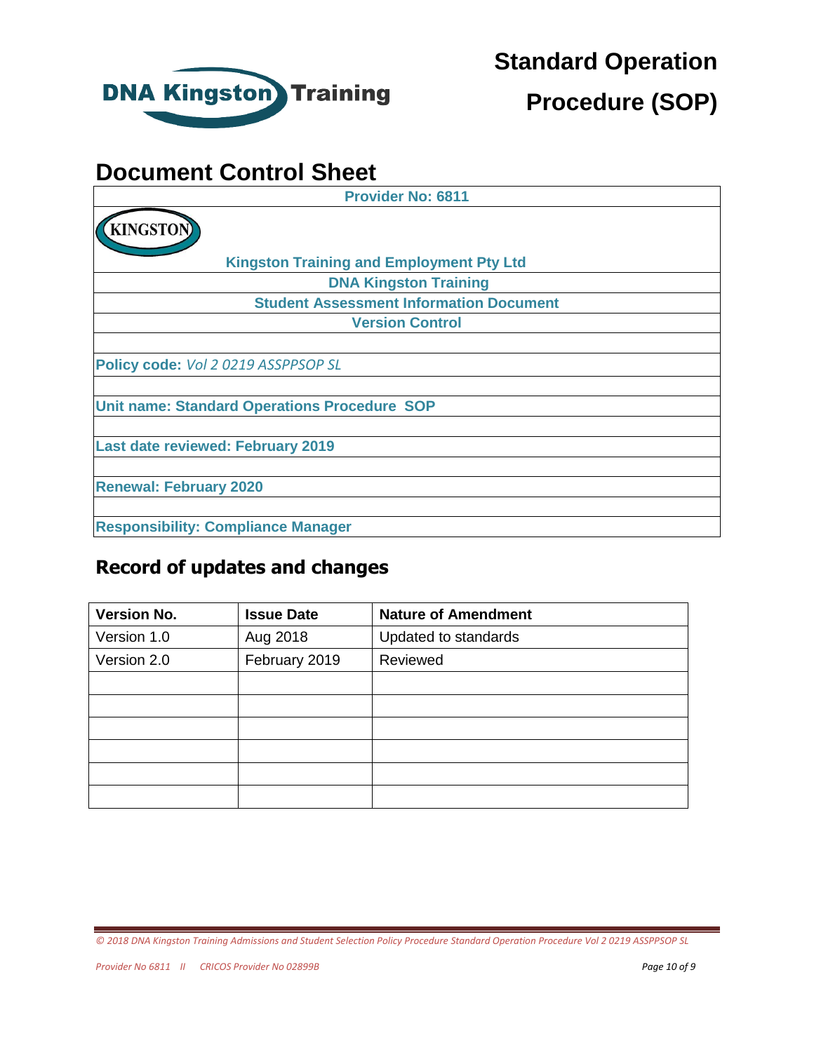# Standard Operation Procedure (SOP)

DNA Kingston Training

## Document Control Sheet

| |
|---|
| **Provider No: 6811** |
| KINGSTON |
| **Kingston Training and Employment Pty Ltd** |
| **DNA Kingston Training** |
| **Student Assessment Information Document** |
| **Version Control** |
| |
| **Policy code:** *Vol 2 0219 ASSPPSOP SL* |
| |
| **Unit name: Standard Operations Procedure SOP** |
| |
| **Last date reviewed: February 2019** |
| |
| **Renewal: February 2020** |
| |
| **Responsibility: Compliance Manager** |

## Record of updates and changes

| Version No. | Issue Date | Nature of Amendment |
|---|---|---|
| Version 1.0 | Aug 2018 | Updated to standards |
| Version 2.0 | February 2019 | Reviewed |
| | | |
| | | |
| | | |
| | | |
| | | |
| | | |